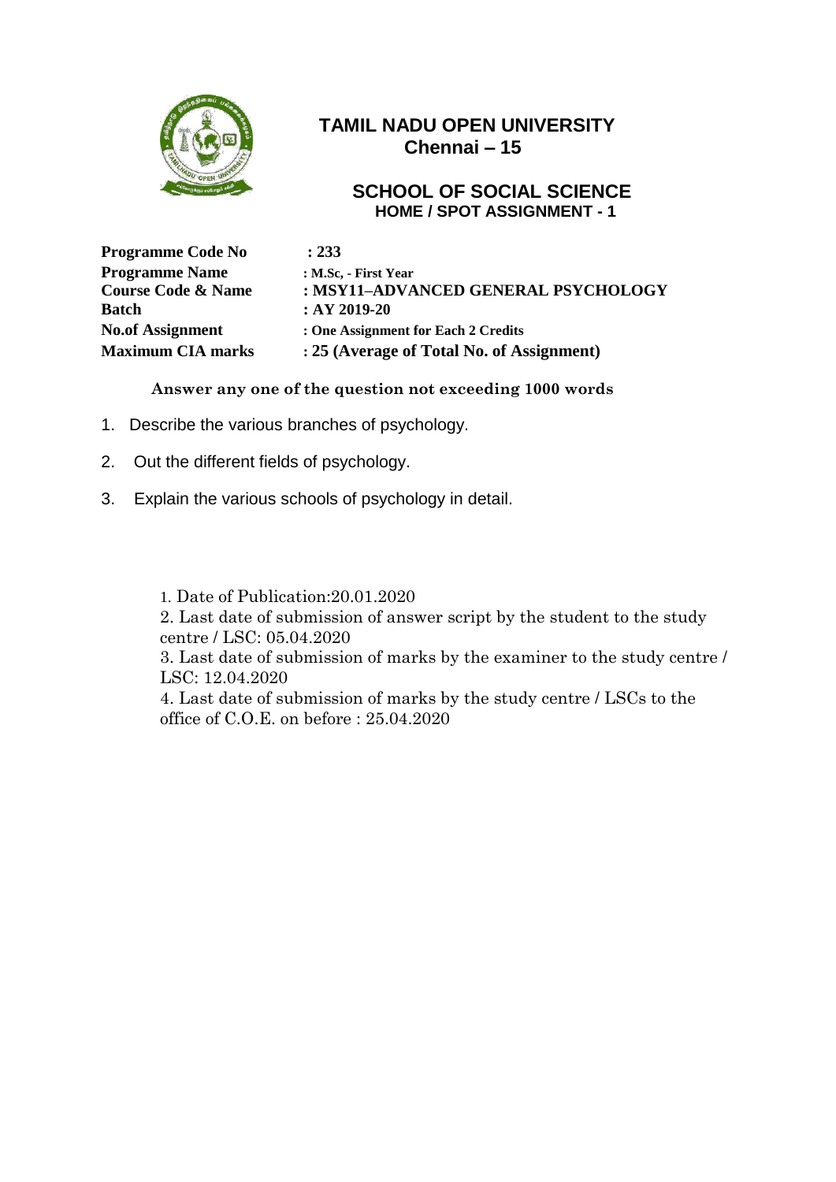# TAMIL NADU OPEN UNIVERSITY
## Chennai – 15

## SCHOOL OF SOCIAL SCIENCE
### HOME / SPOT ASSIGNMENT - 1

| | |
|---|---|
| **Programme Code No** | **: 233** |
| **Programme Name** | **: M.Sc, - First Year** |
| **Course Code & Name** | **: MSY11–ADVANCED GENERAL PSYCHOLOGY** |
| **Batch** | **: AY 2019-20** |
| **No.of Assignment** | **: One Assignment for Each 2 Credits** |
| **Maximum CIA marks** | **: 25 (Average of Total No. of Assignment)** |

**Answer any one of the question not exceeding 1000 words**

1. Describe the various branches of psychology.
2. Out the different fields of psychology.
3. Explain the various schools of psychology in detail.

1. Date of Publication:20.01.2020
2. Last date of submission of answer script by the student to the study centre / LSC: 05.04.2020
3. Last date of submission of marks by the examiner to the study centre / LSC: 12.04.2020
4. Last date of submission of marks by the study centre / LSCs to the office of C.O.E. on before : 25.04.2020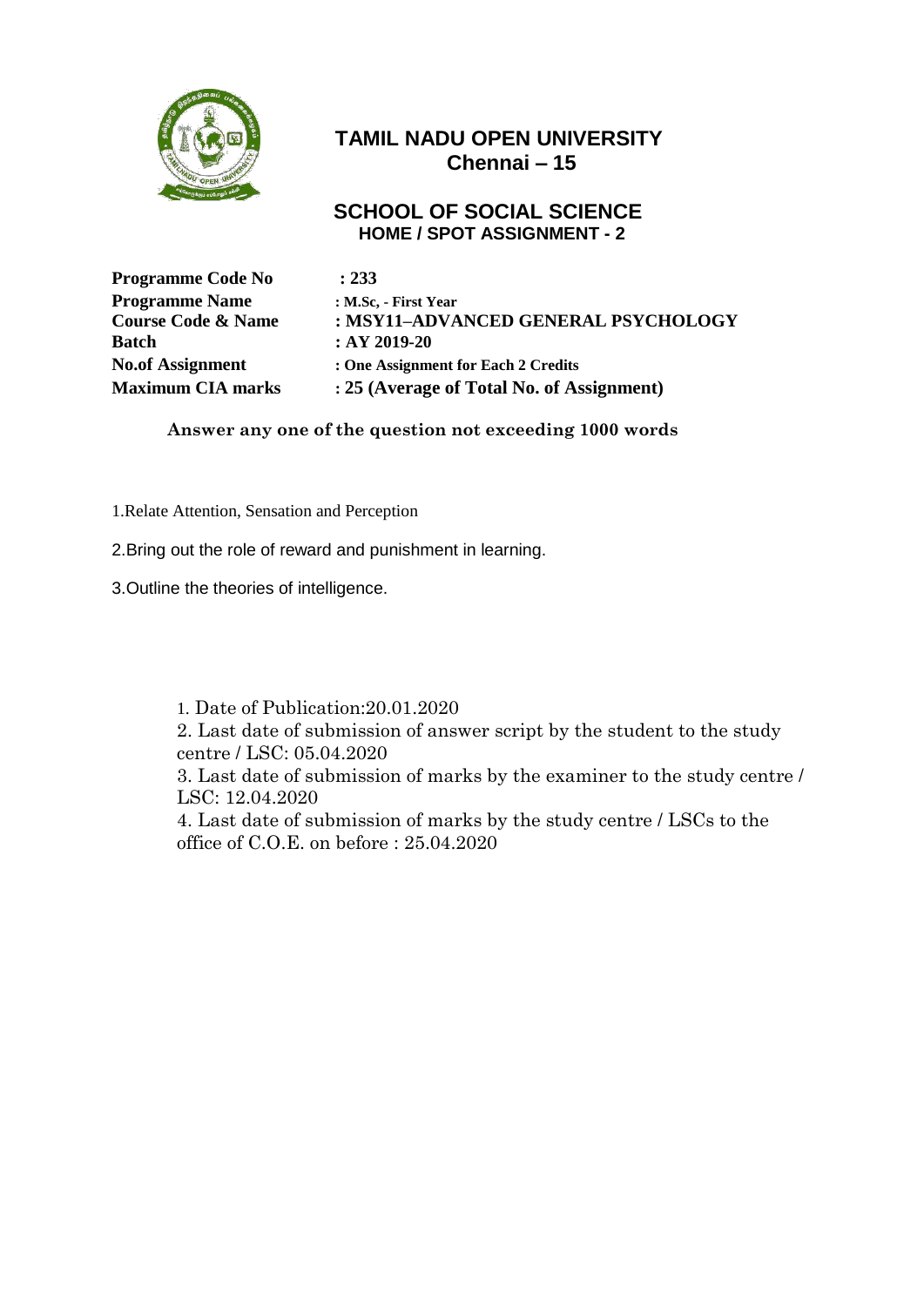# TAMIL NADU OPEN UNIVERSITY
## Chennai – 15

## SCHOOL OF SOCIAL SCIENCE
### HOME / SPOT ASSIGNMENT - 2

**Programme Code No** : **233**
**Programme Name** : **M.Sc, - First Year**
**Course Code & Name** : **MSY11–ADVANCED GENERAL PSYCHOLOGY**
**Batch** : **AY 2019-20**
**No.of Assignment** : **One Assignment for Each 2 Credits**
**Maximum CIA marks** : **25 (Average of Total No. of Assignment)**

**Answer any one of the question not exceeding 1000 words**

1.Relate Attention, Sensation and Perception

2.Bring out the role of reward and punishment in learning.

3.Outline the theories of intelligence.

1. Date of Publication:20.01.2020
2. Last date of submission of answer script by the student to the study centre / LSC: 05.04.2020
3. Last date of submission of marks by the examiner to the study centre / LSC: 12.04.2020
4. Last date of submission of marks by the study centre / LSCs to the office of C.O.E. on before : 25.04.2020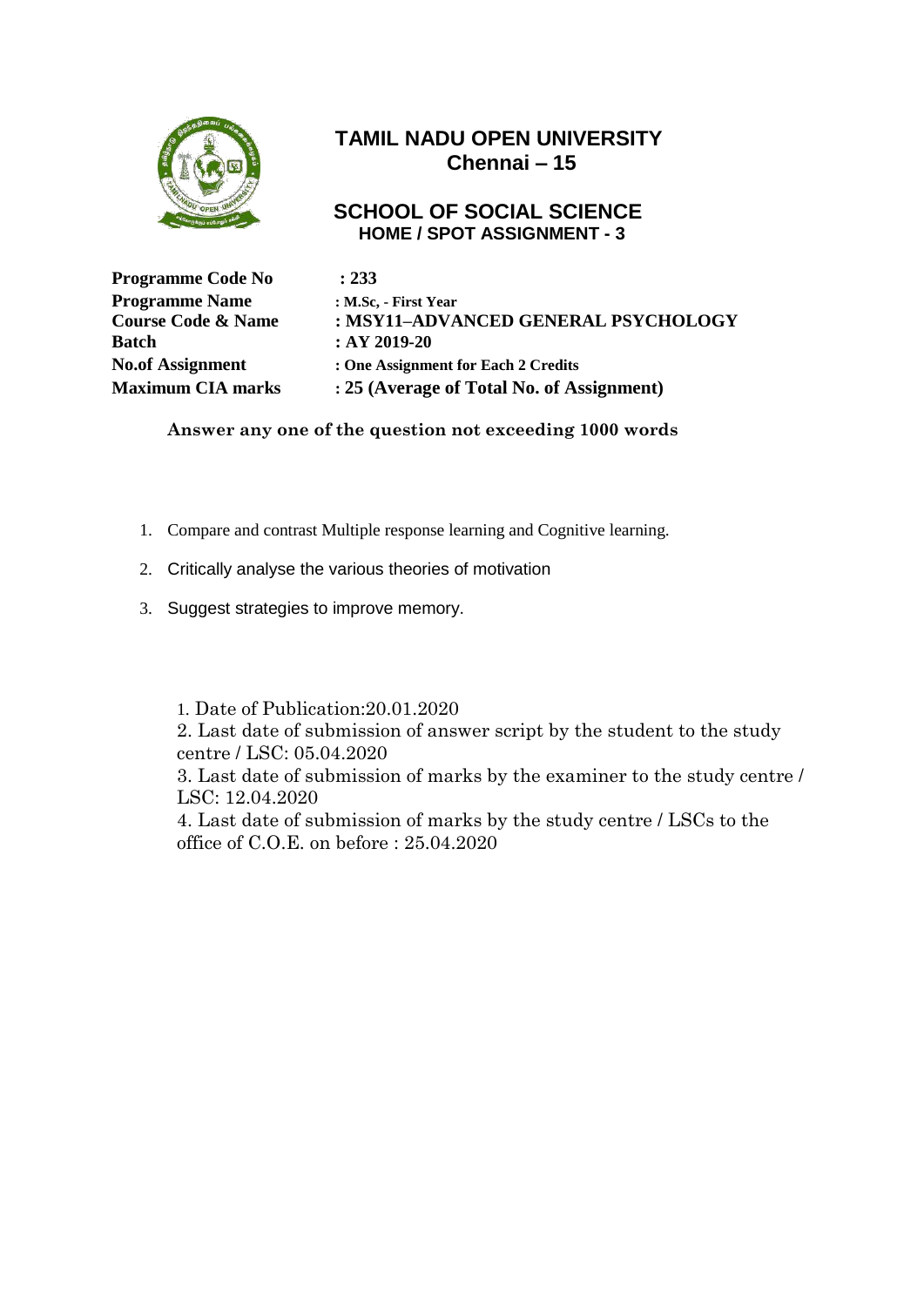# TAMIL NADU OPEN UNIVERSITY
## Chennai – 15

## SCHOOL OF SOCIAL SCIENCE
### HOME / SPOT ASSIGNMENT - 3

| | |
|---|---|
| **Programme Code No** | **: 233** |
| **Programme Name** | **: M.Sc, - First Year** |
| **Course Code & Name** | **: MSY11–ADVANCED GENERAL PSYCHOLOGY** |
| **Batch** | **: AY 2019-20** |
| **No.of Assignment** | **: One Assignment for Each 2 Credits** |
| **Maximum CIA marks** | **: 25 (Average of Total No. of Assignment)** |

**Answer any one of the question not exceeding 1000 words**

1. Compare and contrast Multiple response learning and Cognitive learning.
2. Critically analyse the various theories of motivation
3. Suggest strategies to improve memory.

1. Date of Publication:20.01.2020
2. Last date of submission of answer script by the student to the study centre / LSC: 05.04.2020
3. Last date of submission of marks by the examiner to the study centre / LSC: 12.04.2020
4. Last date of submission of marks by the study centre / LSCs to the office of C.O.E. on before : 25.04.2020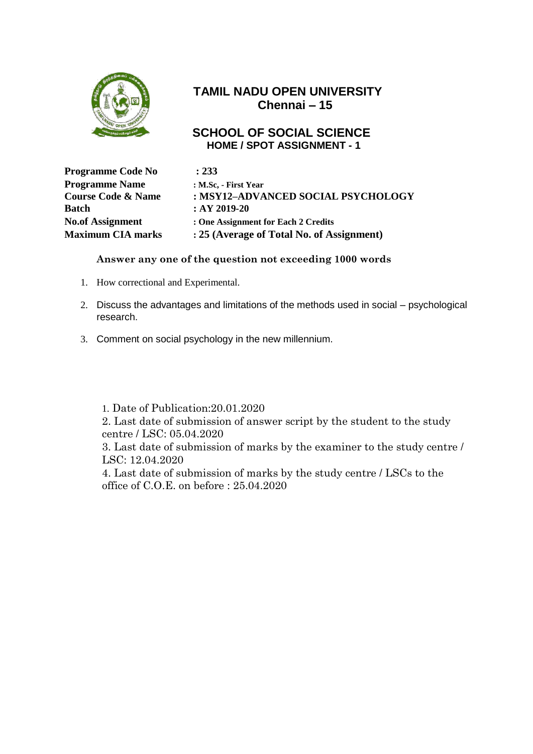# TAMIL NADU OPEN UNIVERSITY
## Chennai – 15

## SCHOOL OF SOCIAL SCIENCE
### HOME / SPOT ASSIGNMENT - 1

| | |
|---|---|
| **Programme Code No** | **: 233** |
| **Programme Name** | **: M.Sc, - First Year** |
| **Course Code & Name** | **: MSY12–ADVANCED SOCIAL PSYCHOLOGY** |
| **Batch** | **: AY 2019-20** |
| **No.of Assignment** | **: One Assignment for Each 2 Credits** |
| **Maximum CIA marks** | **: 25 (Average of Total No. of Assignment)** |

**Answer any one of the question not exceeding 1000 words**

1. How correctional and Experimental.
2. Discuss the advantages and limitations of the methods used in social – psychological research.
3. Comment on social psychology in the new millennium.

1. Date of Publication:20.01.2020
2. Last date of submission of answer script by the student to the study centre / LSC: 05.04.2020
3. Last date of submission of marks by the examiner to the study centre / LSC: 12.04.2020
4. Last date of submission of marks by the study centre / LSCs to the office of C.O.E. on before : 25.04.2020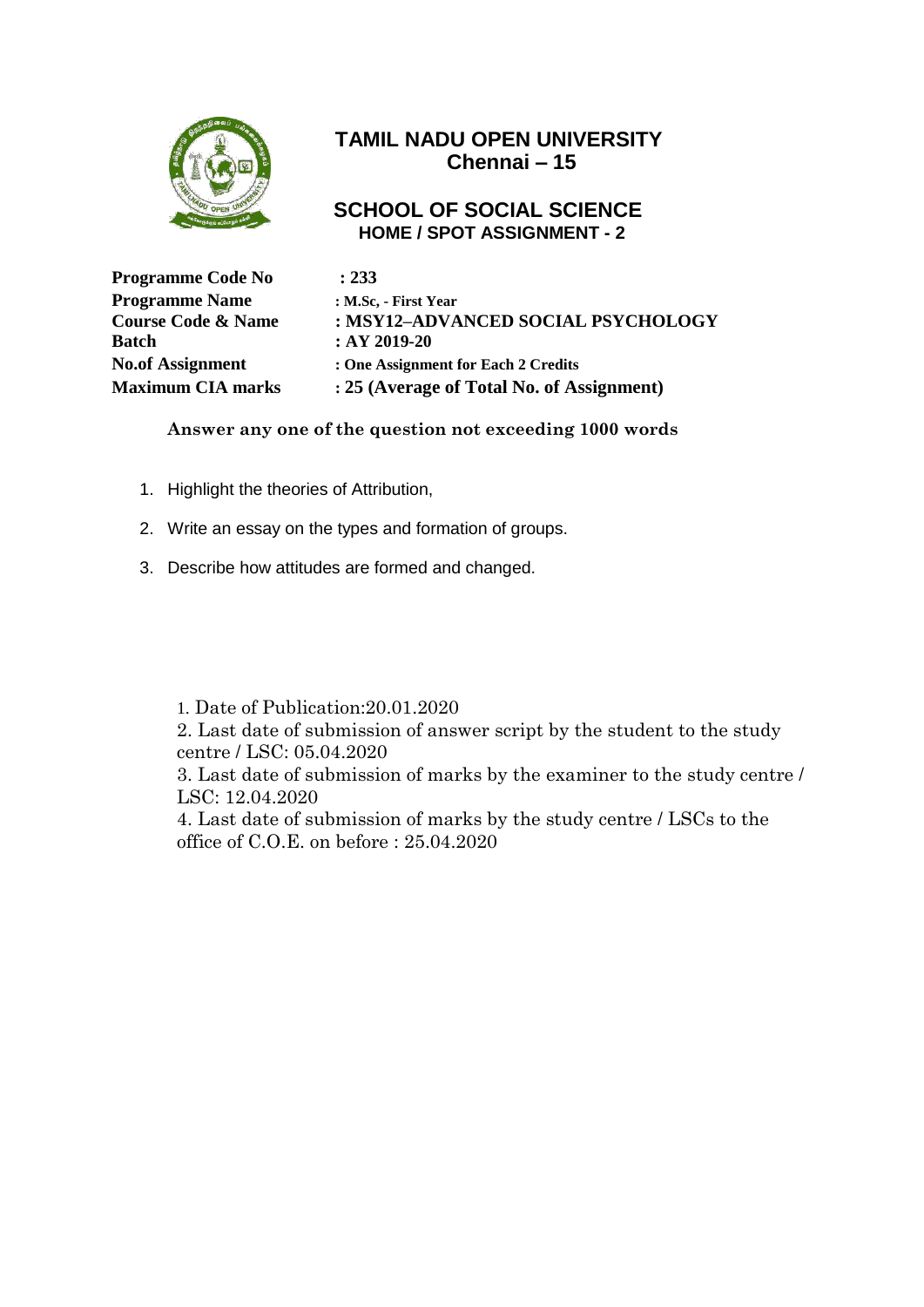# TAMIL NADU OPEN UNIVERSITY
## Chennai – 15

## SCHOOL OF SOCIAL SCIENCE
### HOME / SPOT ASSIGNMENT - 2

**Programme Code No** : **233**
**Programme Name** : **M.Sc, - First Year**
**Course Code & Name** : **MSY12–ADVANCED SOCIAL PSYCHOLOGY**
**Batch** : **AY 2019-20**
**No.of Assignment** : **One Assignment for Each 2 Credits**
**Maximum CIA marks** : **25 (Average of Total No. of Assignment)**

**Answer any one of the question not exceeding 1000 words**

1. Highlight the theories of Attribution,
2. Write an essay on the types and formation of groups.
3. Describe how attitudes are formed and changed.

1. Date of Publication:20.01.2020
2. Last date of submission of answer script by the student to the study centre / LSC: 05.04.2020
3. Last date of submission of marks by the examiner to the study centre / LSC: 12.04.2020
4. Last date of submission of marks by the study centre / LSCs to the office of C.O.E. on before : 25.04.2020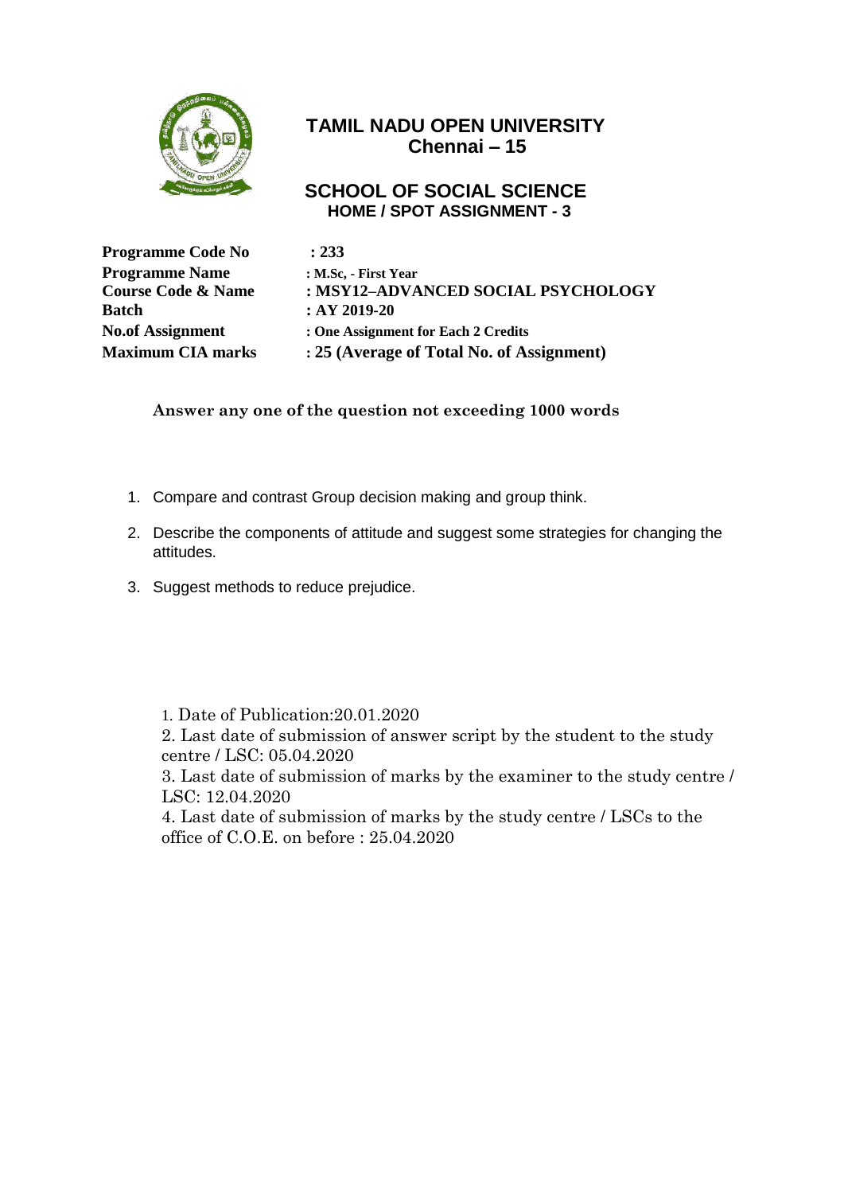# TAMIL NADU OPEN UNIVERSITY
## Chennai – 15

## SCHOOL OF SOCIAL SCIENCE
### HOME / SPOT ASSIGNMENT - 3

| | |
|---|---|
| **Programme Code No** | **: 233** |
| **Programme Name** | **: M.Sc, - First Year** |
| **Course Code & Name** | **: MSY12–ADVANCED SOCIAL PSYCHOLOGY** |
| **Batch** | **: AY 2019-20** |
| **No.of Assignment** | **: One Assignment for Each 2 Credits** |
| **Maximum CIA marks** | **: 25 (Average of Total No. of Assignment)** |

**Answer any one of the question not exceeding 1000 words**

1. Compare and contrast Group decision making and group think.
2. Describe the components of attitude and suggest some strategies for changing the attitudes.
3. Suggest methods to reduce prejudice.

1. Date of Publication:20.01.2020
2. Last date of submission of answer script by the student to the study centre / LSC: 05.04.2020
3. Last date of submission of marks by the examiner to the study centre / LSC: 12.04.2020
4. Last date of submission of marks by the study centre / LSCs to the office of C.O.E. on before : 25.04.2020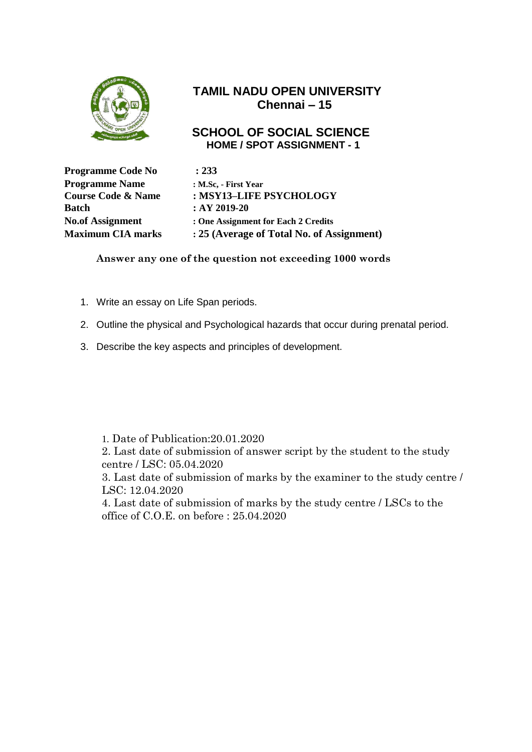# TAMIL NADU OPEN UNIVERSITY
## Chennai – 15

## SCHOOL OF SOCIAL SCIENCE
### HOME / SPOT ASSIGNMENT - 1

| | |
|---|---|
| **Programme Code No** | **: 233** |
| **Programme Name** | **: M.Sc, - First Year** |
| **Course Code & Name** | **: MSY13–LIFE PSYCHOLOGY** |
| **Batch** | **: AY 2019-20** |
| **No.of Assignment** | **: One Assignment for Each 2 Credits** |
| **Maximum CIA marks** | **: 25 (Average of Total No. of Assignment)** |

**Answer any one of the question not exceeding 1000 words**

1. Write an essay on Life Span periods.
2. Outline the physical and Psychological hazards that occur during prenatal period.
3. Describe the key aspects and principles of development.

1. Date of Publication:20.01.2020
2. Last date of submission of answer script by the student to the study centre / LSC: 05.04.2020
3. Last date of submission of marks by the examiner to the study centre / LSC: 12.04.2020
4. Last date of submission of marks by the study centre / LSCs to the office of C.O.E. on before : 25.04.2020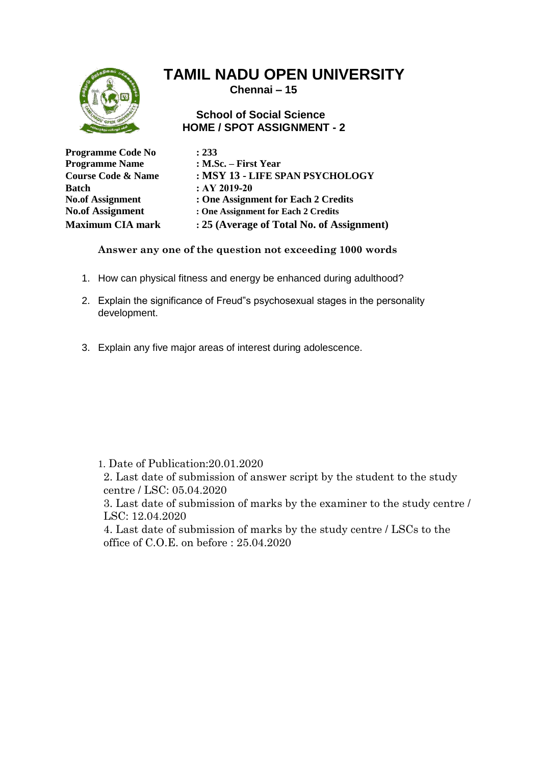# TAMIL NADU OPEN UNIVERSITY

**Chennai – 15**

## School of Social Science

## HOME / SPOT ASSIGNMENT - 2

| | |
|---|---|
| **Programme Code No** | **: 233** |
| **Programme Name** | **: M.Sc. – First Year** |
| **Course Code & Name** | **: MSY 13 - LIFE SPAN PSYCHOLOGY** |
| **Batch** | **: AY 2019-20** |
| **No.of Assignment** | **: One Assignment for Each 2 Credits** |
| **No.of Assignment** | **: One Assignment for Each 2 Credits** |
| **Maximum CIA mark** | **: 25 (Average of Total No. of Assignment)** |

**Answer any one of the question not exceeding 1000 words**

1. How can physical fitness and energy be enhanced during adulthood?
2. Explain the significance of Freud"s psychosexual stages in the personality development.
3. Explain any five major areas of interest during adolescence.

1. Date of Publication:20.01.2020
2. Last date of submission of answer script by the student to the study centre / LSC: 05.04.2020
3. Last date of submission of marks by the examiner to the study centre / LSC: 12.04.2020
4. Last date of submission of marks by the study centre / LSCs to the office of C.O.E. on before : 25.04.2020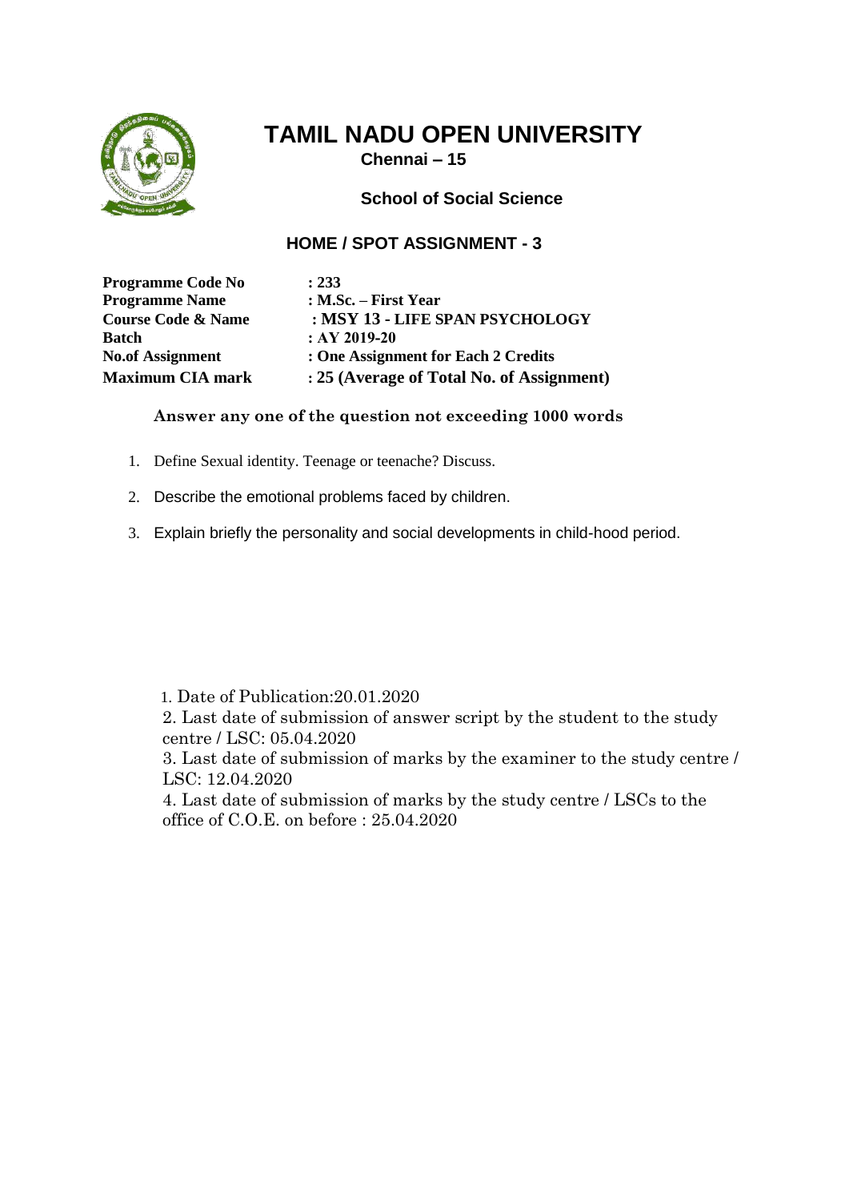# TAMIL NADU OPEN UNIVERSITY

**Chennai – 15**

**School of Social Science**

## HOME / SPOT ASSIGNMENT - 3

| | |
|---|---|
| **Programme Code No** | **: 233** |
| **Programme Name** | **: M.Sc. – First Year** |
| **Course Code & Name** | **: MSY 13 - LIFE SPAN PSYCHOLOGY** |
| **Batch** | **: AY 2019-20** |
| **No.of Assignment** | **: One Assignment for Each 2 Credits** |
| **Maximum CIA mark** | **: 25 (Average of Total No. of Assignment)** |

**Answer any one of the question not exceeding 1000 words**

1. Define Sexual identity. Teenage or teenache? Discuss.
2. Describe the emotional problems faced by children.
3. Explain briefly the personality and social developments in child-hood period.

1. Date of Publication:20.01.2020
2. Last date of submission of answer script by the student to the study centre / LSC: 05.04.2020
3. Last date of submission of marks by the examiner to the study centre / LSC: 12.04.2020
4. Last date of submission of marks by the study centre / LSCs to the office of C.O.E. on before : 25.04.2020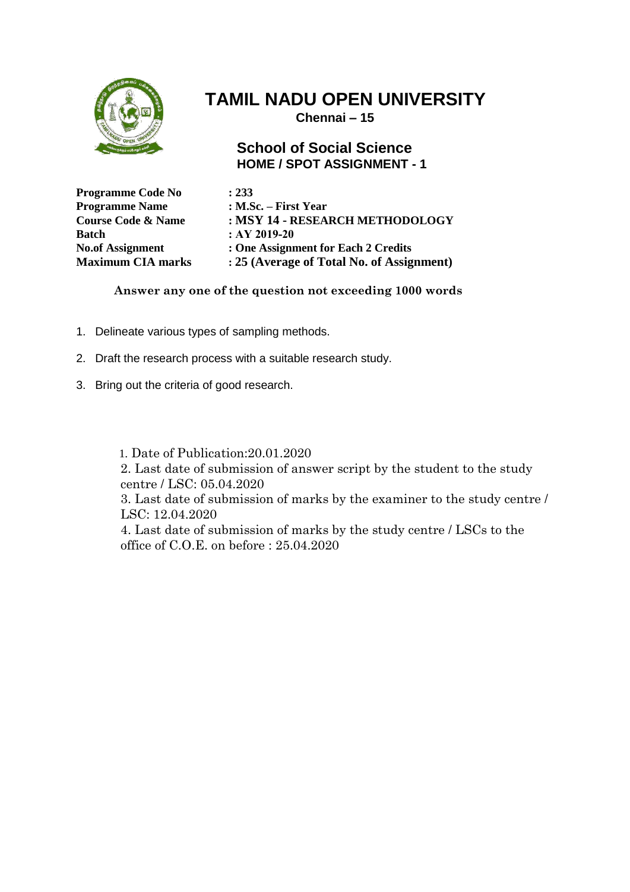# TAMIL NADU OPEN UNIVERSITY

**Chennai – 15**

## School of Social Science

### HOME / SPOT ASSIGNMENT - 1

| | |
|---|---|
| **Programme Code No** | **: 233** |
| **Programme Name** | **: M.Sc. – First Year** |
| **Course Code & Name** | **: MSY 14 - RESEARCH METHODOLOGY** |
| **Batch** | **: AY 2019-20** |
| **No.of Assignment** | **: One Assignment for Each 2 Credits** |
| **Maximum CIA marks** | **: 25 (Average of Total No. of Assignment)** |

**Answer any one of the question not exceeding 1000 words**

1. Delineate various types of sampling methods.
2. Draft the research process with a suitable research study.
3. Bring out the criteria of good research.

1. Date of Publication:20.01.2020
2. Last date of submission of answer script by the student to the study centre / LSC: 05.04.2020
3. Last date of submission of marks by the examiner to the study centre / LSC: 12.04.2020
4. Last date of submission of marks by the study centre / LSCs to the office of C.O.E. on before : 25.04.2020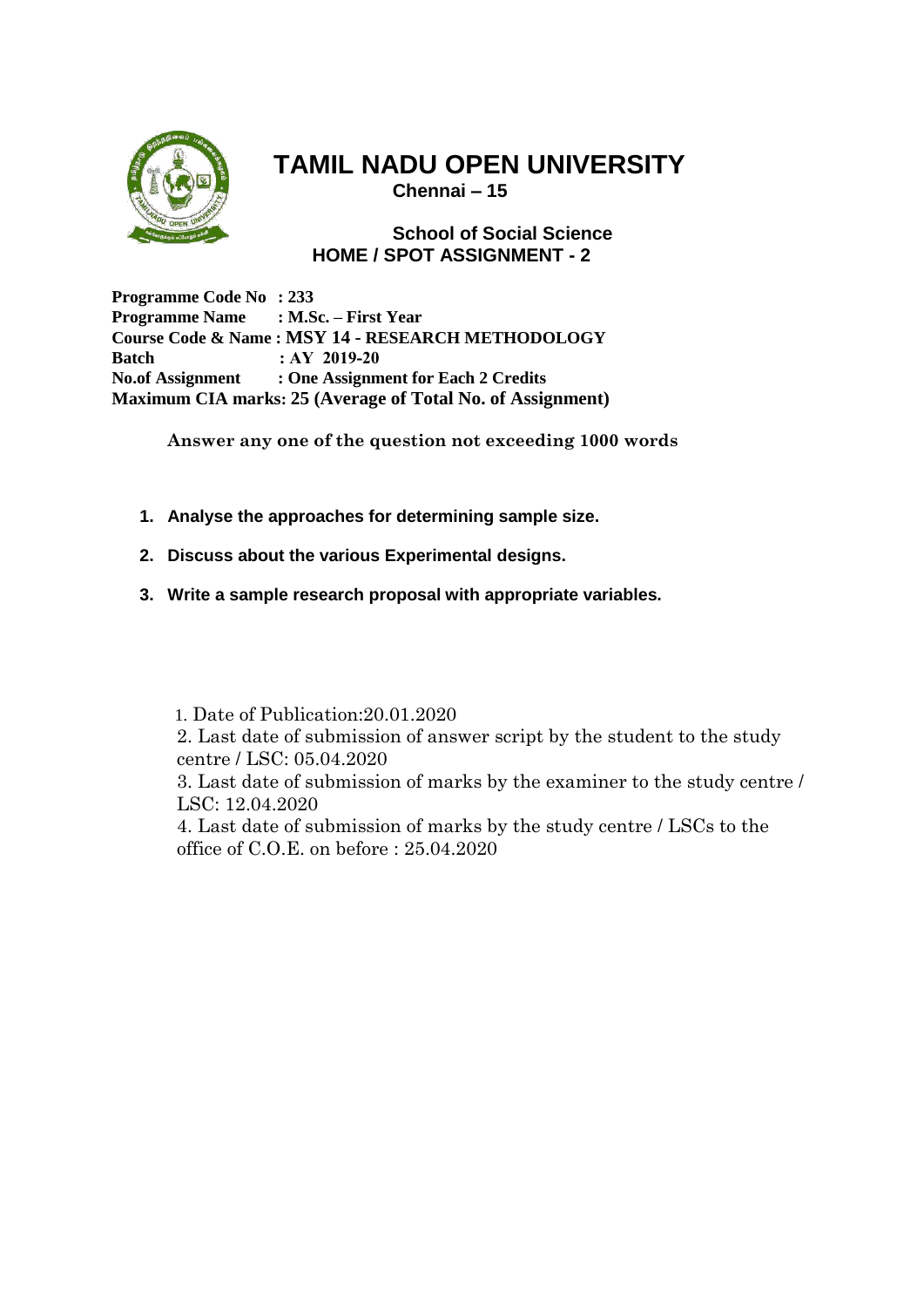# TAMIL NADU OPEN UNIVERSITY

**Chennai – 15**

## School of Social Science

## HOME / SPOT ASSIGNMENT - 2

**Programme Code No : 233**
**Programme Name : M.Sc. – First Year**
**Course Code & Name : MSY 14 - RESEARCH METHODOLOGY**
**Batch : AY 2019-20**
**No.of Assignment : One Assignment for Each 2 Credits**
**Maximum CIA marks: 25 (Average of Total No. of Assignment)**

**Answer any one of the question not exceeding 1000 words**

1. **Analyse the approaches for determining sample size.**
2. **Discuss about the various Experimental designs.**
3. **Write a sample research proposal with appropriate variables.**

1. Date of Publication:20.01.2020
2. Last date of submission of answer script by the student to the study centre / LSC: 05.04.2020
3. Last date of submission of marks by the examiner to the study centre / LSC: 12.04.2020
4. Last date of submission of marks by the study centre / LSCs to the office of C.O.E. on before : 25.04.2020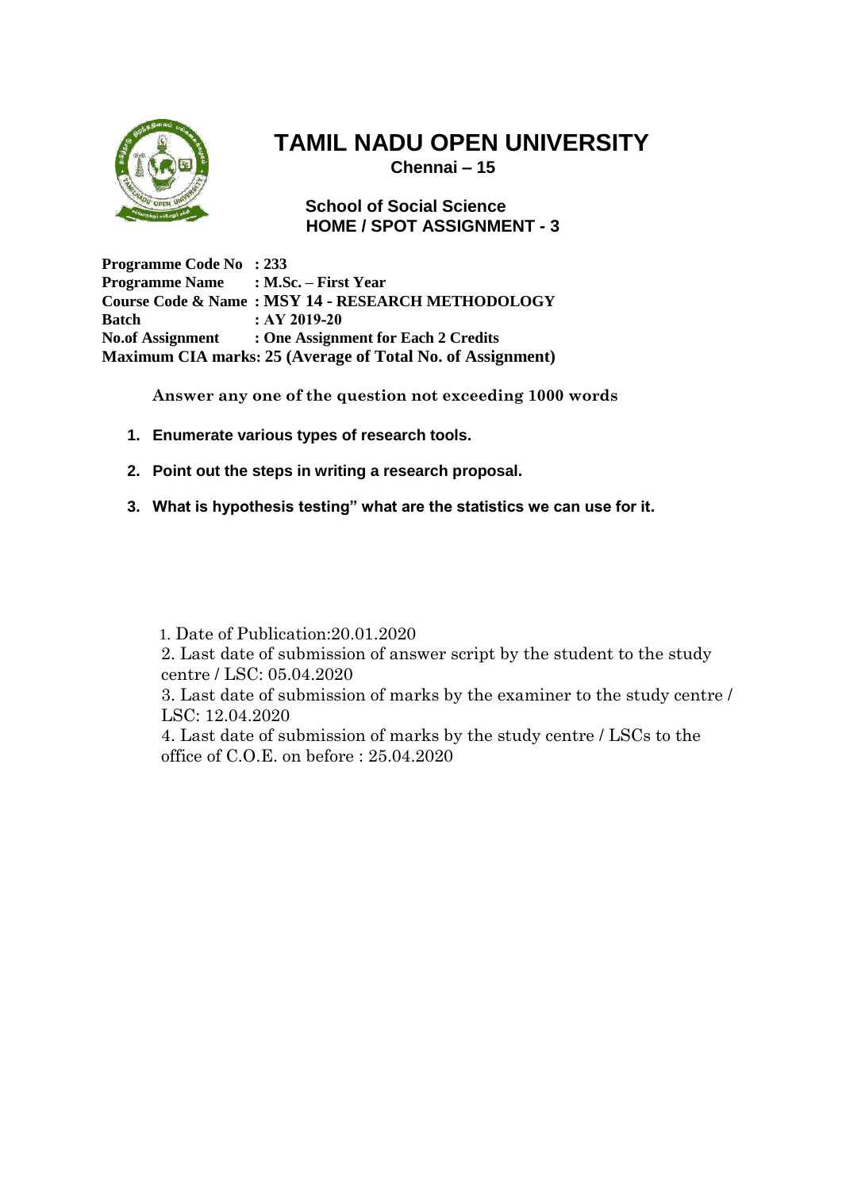# TAMIL NADU OPEN UNIVERSITY

**Chennai – 15**

**School of Social Science**
**HOME / SPOT ASSIGNMENT - 3**

**Programme Code No : 233**
**Programme Name : M.Sc. – First Year**
**Course Code & Name : MSY 14 - RESEARCH METHODOLOGY**
**Batch : AY 2019-20**
**No.of Assignment : One Assignment for Each 2 Credits**
**Maximum CIA marks: 25 (Average of Total No. of Assignment)**

**Answer any one of the question not exceeding 1000 words**

1. **Enumerate various types of research tools.**
2. **Point out the steps in writing a research proposal.**
3. **What is hypothesis testing" what are the statistics we can use for it.**

1. Date of Publication:20.01.2020
2. Last date of submission of answer script by the student to the study centre / LSC: 05.04.2020
3. Last date of submission of marks by the examiner to the study centre / LSC: 12.04.2020
4. Last date of submission of marks by the study centre / LSCs to the office of C.O.E. on before : 25.04.2020